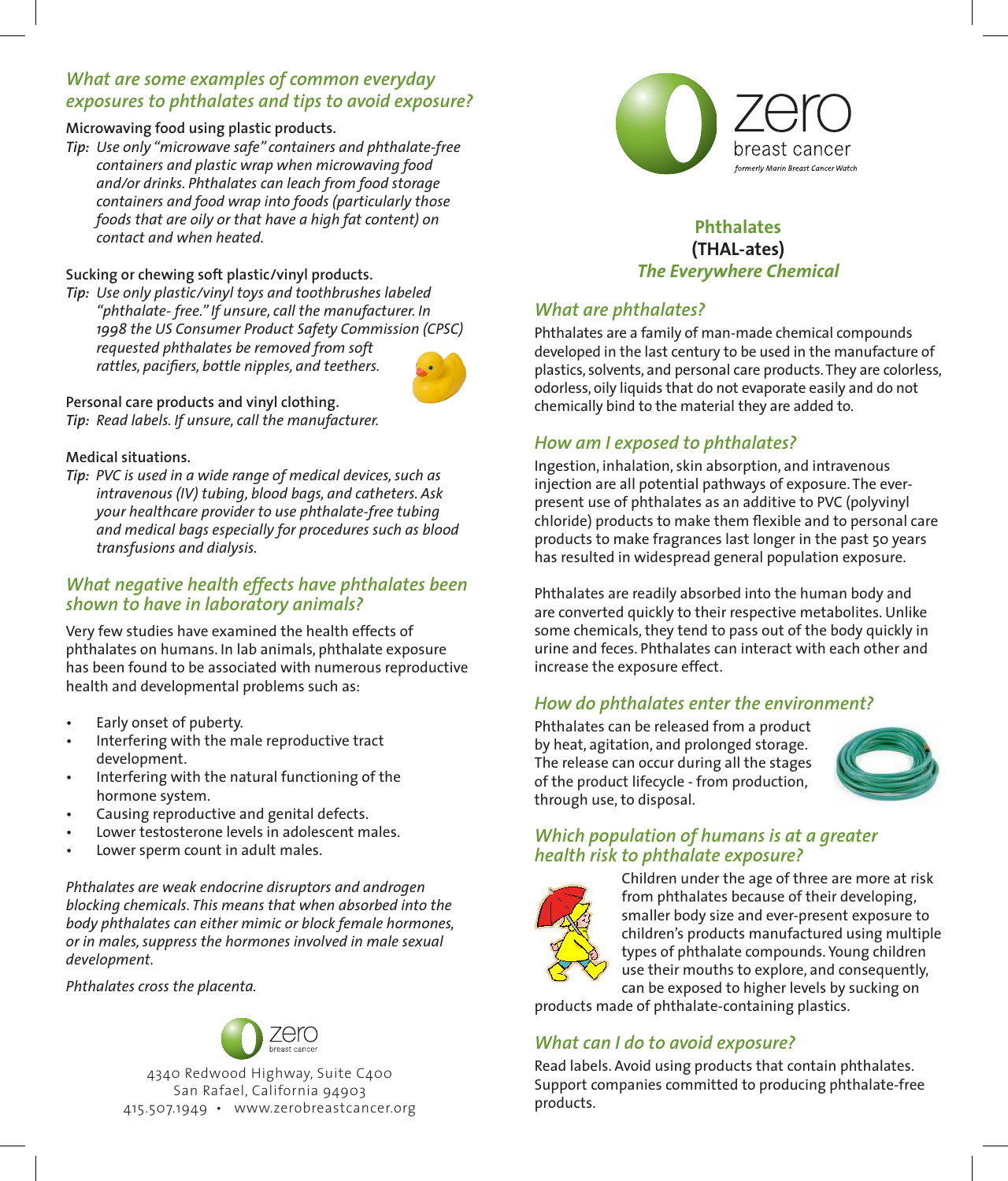## What are some examples of common everyday exposures to phthalates and tips to avoid exposure?

**Microwaving food using plastic products.**

*Tip:* *Use only "microwave safe" containers and phthalate-free containers and plastic wrap when microwaving food and/or drinks. Phthalates can leach from food storage containers and food wrap into foods (particularly those foods that are oily or that have a high fat content) on contact and when heated.*

**Sucking or chewing soft plastic/vinyl products.**

*Tip:* *Use only plastic/vinyl toys and toothbrushes labeled "phthalate- free." If unsure, call the manufacturer. In 1998 the US Consumer Product Safety Commission (CPSC) requested phthalates be removed from soft rattles, pacifiers, bottle nipples, and teethers.*

**Personal care products and vinyl clothing.**

*Tip:* *Read labels. If unsure, call the manufacturer.*

**Medical situations.**

*Tip:* *PVC is used in a wide range of medical devices, such as intravenous (IV) tubing, blood bags, and catheters. Ask your healthcare provider to use phthalate-free tubing and medical bags especially for procedures such as blood transfusions and dialysis.*

## What negative health effects have phthalates been shown to have in laboratory animals?

Very few studies have examined the health effects of phthalates on humans. In lab animals, phthalate exposure has been found to be associated with numerous reproductive health and developmental problems such as:

- Early onset of puberty.
- Interfering with the male reproductive tract development.
- Interfering with the natural functioning of the hormone system.
- Causing reproductive and genital defects.
- Lower testosterone levels in adolescent males.
- Lower sperm count in adult males.

*Phthalates are weak endocrine disruptors and androgen blocking chemicals. This means that when absorbed into the body phthalates can either mimic or block female hormones, or in males, suppress the hormones involved in male sexual development.*

*Phthalates cross the placenta.*

zero breast cancer

4340 Redwood Highway, Suite C400
San Rafael, California 94903
415.507.1949 • www.zerobreastcancer.org

zero breast cancer
*formerly Marin Breast Cancer Watch*

# Phthalates
**(THAL-ates)**
*The Everywhere Chemical*

## What are phthalates?

Phthalates are a family of man-made chemical compounds developed in the last century to be used in the manufacture of plastics, solvents, and personal care products. They are colorless, odorless, oily liquids that do not evaporate easily and do not chemically bind to the material they are added to.

## How am I exposed to phthalates?

Ingestion, inhalation, skin absorption, and intravenous injection are all potential pathways of exposure. The ever-present use of phthalates as an additive to PVC (polyvinyl chloride) products to make them flexible and to personal care products to make fragrances last longer in the past 50 years has resulted in widespread general population exposure.

Phthalates are readily absorbed into the human body and are converted quickly to their respective metabolites. Unlike some chemicals, they tend to pass out of the body quickly in urine and feces. Phthalates can interact with each other and increase the exposure effect.

## How do phthalates enter the environment?

Phthalates can be released from a product by heat, agitation, and prolonged storage. The release can occur during all the stages of the product lifecycle - from production, through use, to disposal.

## Which population of humans is at a greater health risk to phthalate exposure?

Children under the age of three are more at risk from phthalates because of their developing, smaller body size and ever-present exposure to children's products manufactured using multiple types of phthalate compounds. Young children use their mouths to explore, and consequently, can be exposed to higher levels by sucking on products made of phthalate-containing plastics.

## What can I do to avoid exposure?

Read labels. Avoid using products that contain phthalates. Support companies committed to producing phthalate-free products.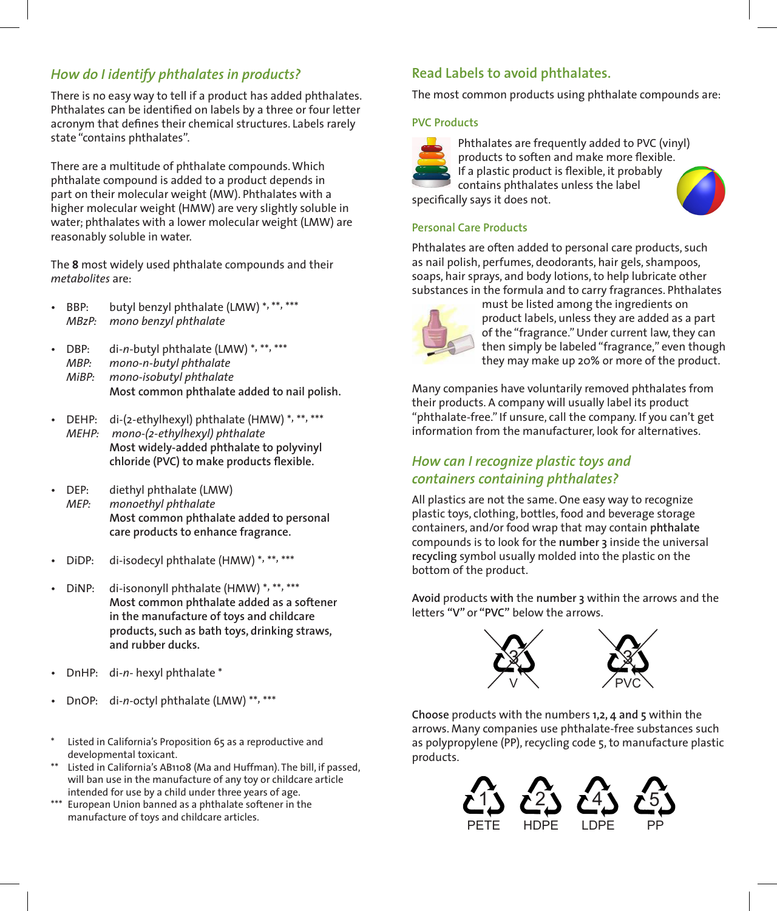## *How do I identify phthalates in products?*

There is no easy way to tell if a product has added phthalates. Phthalates can be identified on labels by a three or four letter acronym that defines their chemical structures. Labels rarely state "contains phthalates".

There are a multitude of phthalate compounds. Which phthalate compound is added to a product depends in part on their molecular weight (MW). Phthalates with a higher molecular weight (HMW) are very slightly soluble in water; phthalates with a lower molecular weight (LMW) are reasonably soluble in water.

The **8** most widely used phthalate compounds and their *metabolites* are:

- BBP: butyl benzyl phthalate (LMW) *, **, ***
  *MBzP: mono benzyl phthalate*
- DBP: di-*n*-butyl phthalate (LMW) *, **, ***
  *MBP: mono-n-butyl phthalate*
  *MiBP: mono-isobutyl phthalate*
  **Most common phthalate added to nail polish.**
- DEHP: di-(2-ethylhexyl) phthalate (HMW) *, **, ***
  *MEHP: mono-(2-ethylhexyl) phthalate*
  **Most widely-added phthalate to polyvinyl chloride (PVC) to make products flexible.**
- DEP: diethyl phthalate (LMW)
  *MEP: monoethyl phthalate*
  **Most common phthalate added to personal care products to enhance fragrance.**
- DiDP: di-isodecyl phthalate (HMW) *, **, ***
- DiNP: di-isononyl phthalate (HMW) *, **, ***
  **Most common phthalate added as a softener in the manufacture of toys and childcare products, such as bath toys, drinking straws, and rubber ducks.**
- DnHP: di-*n*- hexyl phthalate *
- DnOP: di-*n*-octyl phthalate (LMW) **, ***

\* Listed in California's Proposition 65 as a reproductive and developmental toxicant.

** Listed in California's AB1108 (Ma and Huffman). The bill, if passed, will ban use in the manufacture of any toy or childcare article intended for use by a child under three years of age.

*** European Union banned as a phthalate softener in the manufacture of toys and childcare articles.

## Read Labels to avoid phthalates.

The most common products using phthalate compounds are:

### PVC Products

Phthalates are frequently added to PVC (vinyl) products to soften and make more flexible. If a plastic product is flexible, it probably contains phthalates unless the label specifically says it does not.

### Personal Care Products

Phthalates are often added to personal care products, such as nail polish, perfumes, deodorants, hair gels, shampoos, soaps, hair sprays, and body lotions, to help lubricate other substances in the formula and to carry fragrances. Phthalates must be listed among the ingredients on product labels, unless they are added as a part of the "fragrance." Under current law, they can then simply be labeled "fragrance," even though they may make up 20% or more of the product.

Many companies have voluntarily removed phthalates from their products. A company will usually label its product "phthalate-free." If unsure, call the company. If you can't get information from the manufacturer, look for alternatives.

## *How can I recognize plastic toys and containers containing phthalates?*

All plastics are not the same. One easy way to recognize plastic toys, clothing, bottles, food and beverage storage containers, and/or food wrap that may contain **phthalate** compounds is to look for the **number 3** inside the universal **recycling** symbol usually molded into the plastic on the bottom of the product.

**Avoid** products **with** the **number 3** within the arrows and the letters **"V"** or **"PVC"** below the arrows.

3 V

3 PVC

**Choose** products with the numbers **1,2, 4 and 5** within the arrows. Many companies use phthalate-free substances such as polypropylene (PP), recycling code 5, to manufacture plastic products.

1 PETE

2 HDPE

4 LDPE

5 PP